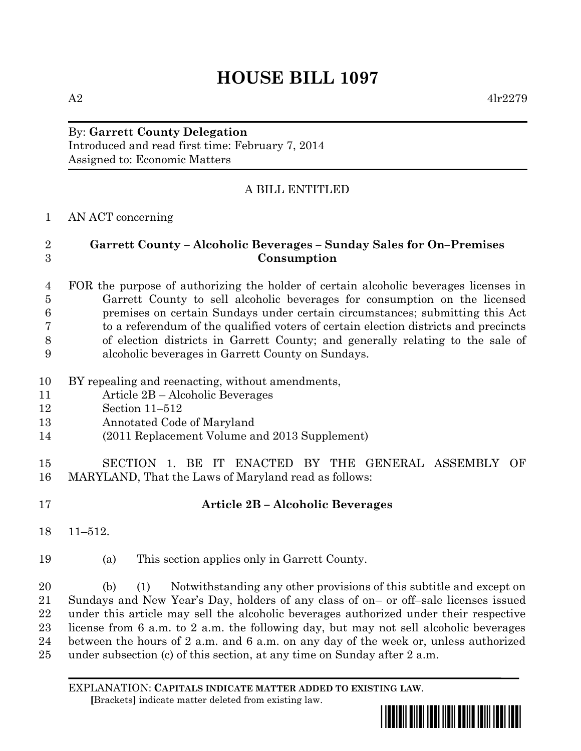# HOUSE BILL 1097

A2 4lr2279

By: **Garrett County Delegation**
Introduced and read first time: February 7, 2014
Assigned to: Economic Matters

A BILL ENTITLED

AN ACT concerning

**Garrett County – Alcoholic Beverages – Sunday Sales for On–Premises Consumption**

FOR the purpose of authorizing the holder of certain alcoholic beverages licenses in Garrett County to sell alcoholic beverages for consumption on the licensed premises on certain Sundays under certain circumstances; submitting this Act to a referendum of the qualified voters of certain election districts and precincts of election districts in Garrett County; and generally relating to the sale of alcoholic beverages in Garrett County on Sundays.

BY repealing and reenacting, without amendments,
Article 2B – Alcoholic Beverages
Section 11–512
Annotated Code of Maryland
(2011 Replacement Volume and 2013 Supplement)

SECTION 1. BE IT ENACTED BY THE GENERAL ASSEMBLY OF MARYLAND, That the Laws of Maryland read as follows:

**Article 2B – Alcoholic Beverages**

11–512.

(a) This section applies only in Garrett County.

(b) (1) Notwithstanding any other provisions of this subtitle and except on Sundays and New Year's Day, holders of any class of on– or off–sale licenses issued under this article may sell the alcoholic beverages authorized under their respective license from 6 a.m. to 2 a.m. the following day, but may not sell alcoholic beverages between the hours of 2 a.m. and 6 a.m. on any day of the week or, unless authorized under subsection (c) of this section, at any time on Sunday after 2 a.m.

EXPLANATION: **CAPITALS INDICATE MATTER ADDED TO EXISTING LAW.**
**[**Brackets**]** indicate matter deleted from existing law.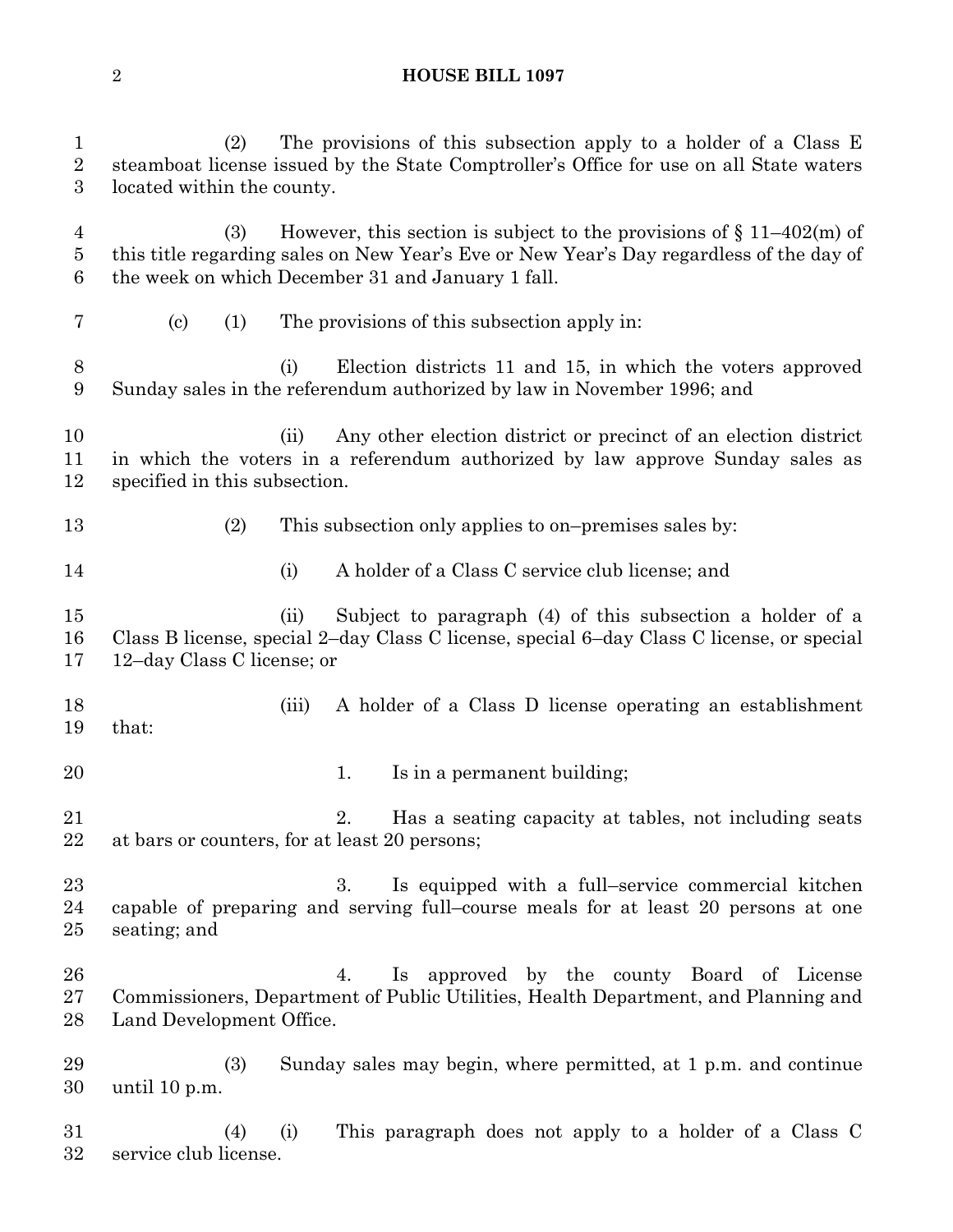(2) The provisions of this subsection apply to a holder of a Class E steamboat license issued by the State Comptroller's Office for use on all State waters located within the county.

(3) However, this section is subject to the provisions of § 11–402(m) of this title regarding sales on New Year's Eve or New Year's Day regardless of the day of the week on which December 31 and January 1 fall.

(c) (1) The provisions of this subsection apply in:

(i) Election districts 11 and 15, in which the voters approved Sunday sales in the referendum authorized by law in November 1996; and

(ii) Any other election district or precinct of an election district in which the voters in a referendum authorized by law approve Sunday sales as specified in this subsection.

(2) This subsection only applies to on–premises sales by:

(i) A holder of a Class C service club license; and

(ii) Subject to paragraph (4) of this subsection a holder of a Class B license, special 2–day Class C license, special 6–day Class C license, or special 12–day Class C license; or

(iii) A holder of a Class D license operating an establishment that:

1. Is in a permanent building;

2. Has a seating capacity at tables, not including seats at bars or counters, for at least 20 persons;

3. Is equipped with a full–service commercial kitchen capable of preparing and serving full–course meals for at least 20 persons at one seating; and

4. Is approved by the county Board of License Commissioners, Department of Public Utilities, Health Department, and Planning and Land Development Office.

(3) Sunday sales may begin, where permitted, at 1 p.m. and continue until 10 p.m.

(4) (i) This paragraph does not apply to a holder of a Class C service club license.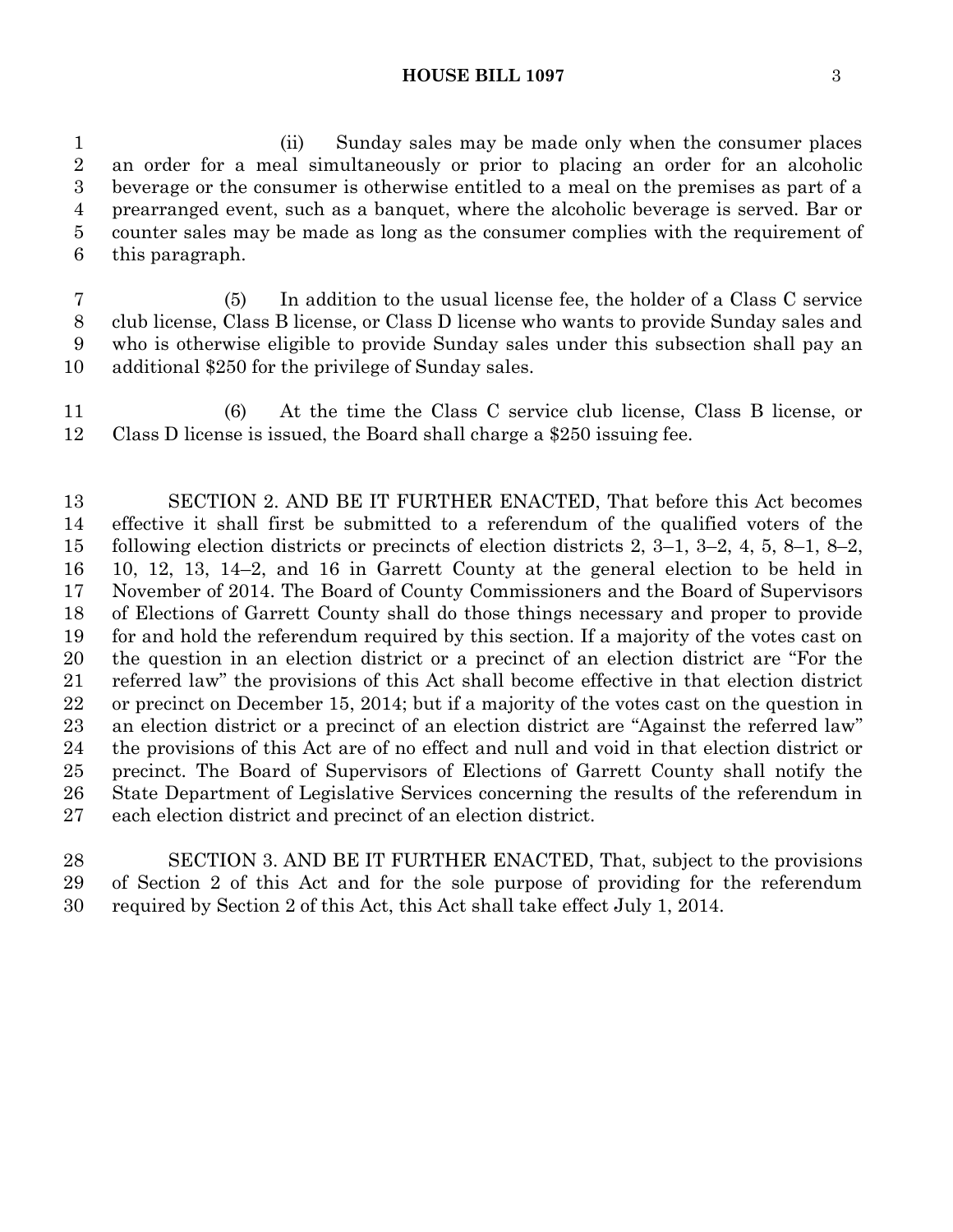(ii) Sunday sales may be made only when the consumer places an order for a meal simultaneously or prior to placing an order for an alcoholic beverage or the consumer is otherwise entitled to a meal on the premises as part of a prearranged event, such as a banquet, where the alcoholic beverage is served. Bar or counter sales may be made as long as the consumer complies with the requirement of this paragraph.

(5) In addition to the usual license fee, the holder of a Class C service club license, Class B license, or Class D license who wants to provide Sunday sales and who is otherwise eligible to provide Sunday sales under this subsection shall pay an additional $250 for the privilege of Sunday sales.

(6) At the time the Class C service club license, Class B license, or Class D license is issued, the Board shall charge a $250 issuing fee.

SECTION 2. AND BE IT FURTHER ENACTED, That before this Act becomes effective it shall first be submitted to a referendum of the qualified voters of the following election districts or precincts of election districts 2, 3–1, 3–2, 4, 5, 8–1, 8–2, 10, 12, 13, 14–2, and 16 in Garrett County at the general election to be held in November of 2014. The Board of County Commissioners and the Board of Supervisors of Elections of Garrett County shall do those things necessary and proper to provide for and hold the referendum required by this section. If a majority of the votes cast on the question in an election district or a precinct of an election district are "For the referred law" the provisions of this Act shall become effective in that election district or precinct on December 15, 2014; but if a majority of the votes cast on the question in an election district or a precinct of an election district are "Against the referred law" the provisions of this Act are of no effect and null and void in that election district or precinct. The Board of Supervisors of Elections of Garrett County shall notify the State Department of Legislative Services concerning the results of the referendum in each election district and precinct of an election district.

SECTION 3. AND BE IT FURTHER ENACTED, That, subject to the provisions of Section 2 of this Act and for the sole purpose of providing for the referendum required by Section 2 of this Act, this Act shall take effect July 1, 2014.